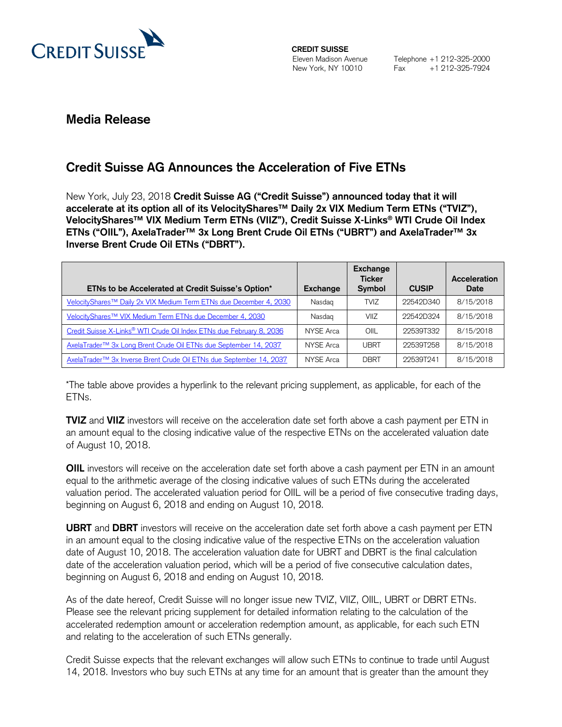CREDIT SUISSE

**CREDIT SUISSE**
Eleven Madison Avenue
New York, NY 10010

Telephone +1 212-325-2000
Fax +1 212-325-7924

## Media Release

## Credit Suisse AG Announces the Acceleration of Five ETNs

New York, July 23, 2018 **Credit Suisse AG ("Credit Suisse") announced today that it will accelerate at its option all of its VelocityShares™ Daily 2x VIX Medium Term ETNs ("TVIZ"), VelocityShares™ VIX Medium Term ETNs (VIIZ"), Credit Suisse X-Links® WTI Crude Oil Index ETNs ("OIIL"), AxelaTrader™ 3x Long Brent Crude Oil ETNs ("UBRT") and AxelaTrader™ 3x Inverse Brent Crude Oil ETNs ("DBRT").**

| ETNs to be Accelerated at Credit Suisse's Option* | Exchange | Exchange Ticker Symbol | CUSIP | Acceleration Date |
|---|---|---|---|---|
| VelocityShares™ Daily 2x VIX Medium Term ETNs due December 4, 2030 | Nasdaq | TVIZ | 22542D340 | 8/15/2018 |
| VelocityShares™ VIX Medium Term ETNs due December 4, 2030 | Nasdaq | VIIZ | 22542D324 | 8/15/2018 |
| Credit Suisse X-Links® WTI Crude Oil Index ETNs due February 8, 2036 | NYSE Arca | OIIL | 22539T332 | 8/15/2018 |
| AxelaTrader™ 3x Long Brent Crude Oil ETNs due September 14, 2037 | NYSE Arca | UBRT | 22539T258 | 8/15/2018 |
| AxelaTrader™ 3x Inverse Brent Crude Oil ETNs due September 14, 2037 | NYSE Arca | DBRT | 22539T241 | 8/15/2018 |

*The table above provides a hyperlink to the relevant pricing supplement, as applicable, for each of the ETNs.

**TVIZ** and **VIIZ** investors will receive on the acceleration date set forth above a cash payment per ETN in an amount equal to the closing indicative value of the respective ETNs on the accelerated valuation date of August 10, 2018.

**OIIL** investors will receive on the acceleration date set forth above a cash payment per ETN in an amount equal to the arithmetic average of the closing indicative values of such ETNs during the accelerated valuation period. The accelerated valuation period for OIIL will be a period of five consecutive trading days, beginning on August 6, 2018 and ending on August 10, 2018.

**UBRT** and **DBRT** investors will receive on the acceleration date set forth above a cash payment per ETN in an amount equal to the closing indicative value of the respective ETNs on the acceleration valuation date of August 10, 2018. The acceleration valuation date for UBRT and DBRT is the final calculation date of the acceleration valuation period, which will be a period of five consecutive calculation dates, beginning on August 6, 2018 and ending on August 10, 2018.

As of the date hereof, Credit Suisse will no longer issue new TVIZ, VIIZ, OIIL, UBRT or DBRT ETNs. Please see the relevant pricing supplement for detailed information relating to the calculation of the accelerated redemption amount or acceleration redemption amount, as applicable, for each such ETN and relating to the acceleration of such ETNs generally.

Credit Suisse expects that the relevant exchanges will allow such ETNs to continue to trade until August 14, 2018. Investors who buy such ETNs at any time for an amount that is greater than the amount they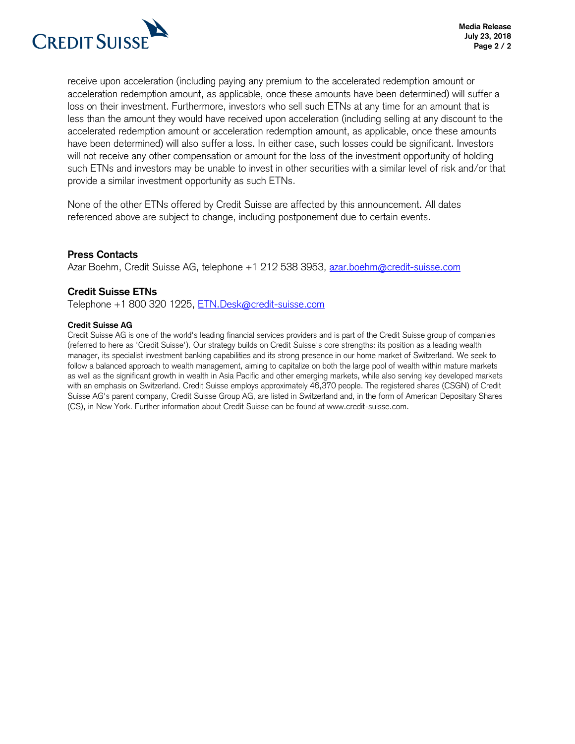receive upon acceleration (including paying any premium to the accelerated redemption amount or acceleration redemption amount, as applicable, once these amounts have been determined) will suffer a loss on their investment. Furthermore, investors who sell such ETNs at any time for an amount that is less than the amount they would have received upon acceleration (including selling at any discount to the accelerated redemption amount or acceleration redemption amount, as applicable, once these amounts have been determined) will also suffer a loss. In either case, such losses could be significant. Investors will not receive any other compensation or amount for the loss of the investment opportunity of holding such ETNs and investors may be unable to invest in other securities with a similar level of risk and/or that provide a similar investment opportunity as such ETNs.

None of the other ETNs offered by Credit Suisse are affected by this announcement. All dates referenced above are subject to change, including postponement due to certain events.

### Press Contacts

Azar Boehm, Credit Suisse AG, telephone +1 212 538 3953, azar.boehm@credit-suisse.com

### Credit Suisse ETNs

Telephone +1 800 320 1225, ETN.Desk@credit-suisse.com

**Credit Suisse AG**

Credit Suisse AG is one of the world's leading financial services providers and is part of the Credit Suisse group of companies (referred to here as 'Credit Suisse'). Our strategy builds on Credit Suisse's core strengths: its position as a leading wealth manager, its specialist investment banking capabilities and its strong presence in our home market of Switzerland. We seek to follow a balanced approach to wealth management, aiming to capitalize on both the large pool of wealth within mature markets as well as the significant growth in wealth in Asia Pacific and other emerging markets, while also serving key developed markets with an emphasis on Switzerland. Credit Suisse employs approximately 46,370 people. The registered shares (CSGN) of Credit Suisse AG's parent company, Credit Suisse Group AG, are listed in Switzerland and, in the form of American Depositary Shares (CS), in New York. Further information about Credit Suisse can be found at www.credit-suisse.com.